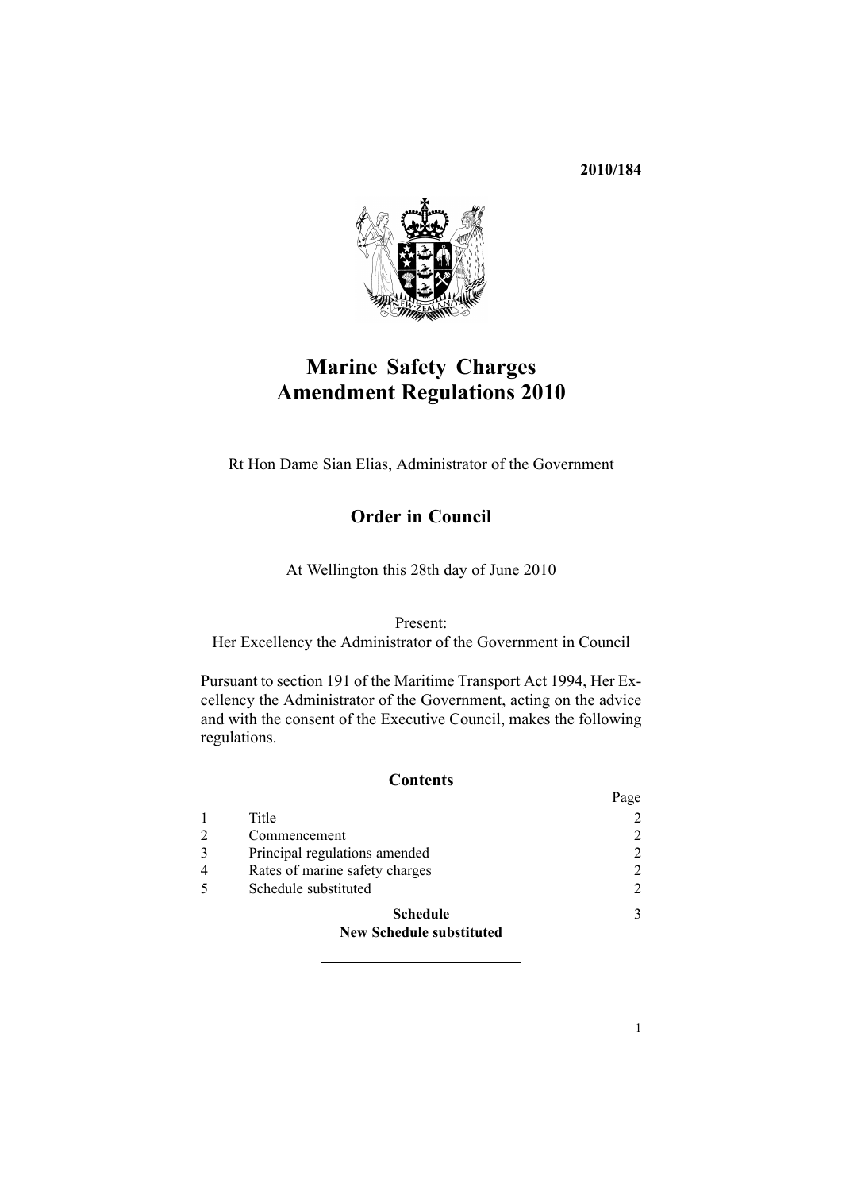**2010/184**

# Marine Safety Charges Amendment Regulations 2010

Rt Hon Dame Sian Elias, Administrator of the Government

## Order in Council

At Wellington this 28th day of June 2010

Present:
Her Excellency the Administrator of the Government in Council

Pursuant to section 191 of the Maritime Transport Act 1994, Her Excellency the Administrator of the Government, acting on the advice and with the consent of the Executive Council, makes the following regulations.

### Contents

| | | Page |
|---|---|---|
| 1 | Title | 2 |
| 2 | Commencement | 2 |
| 3 | Principal regulations amended | 2 |
| 4 | Rates of marine safety charges | 2 |
| 5 | Schedule substituted | 2 |
| | **Schedule** **New Schedule substituted** | 3 |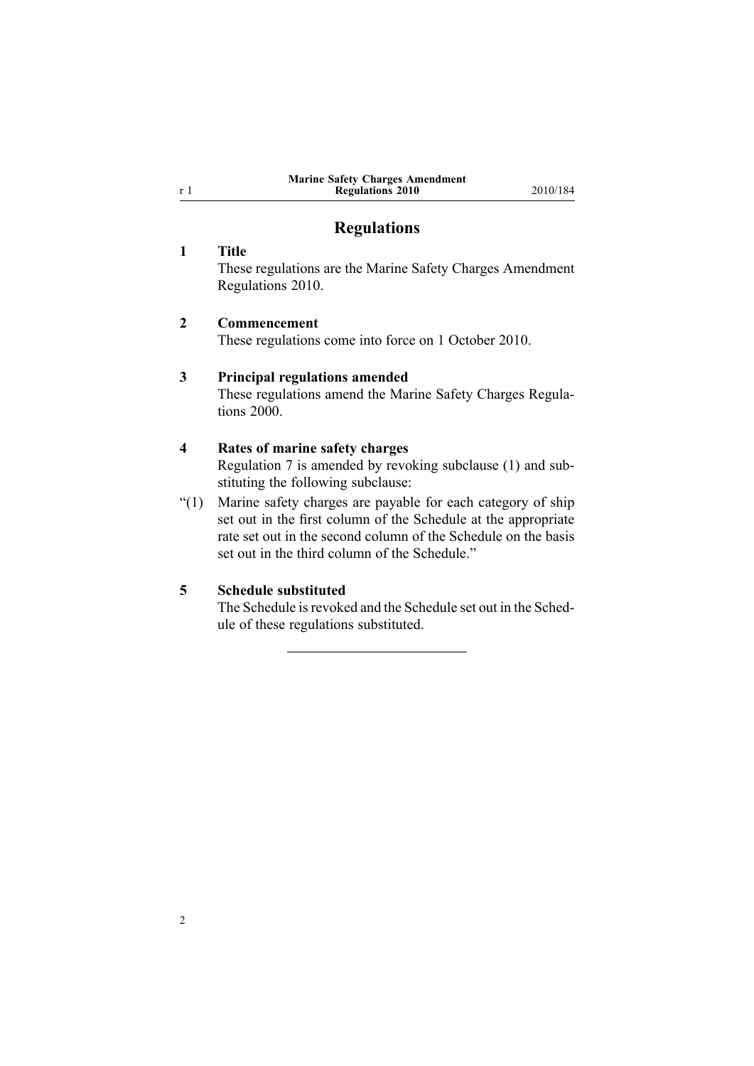## Regulations

### 1 Title

These regulations are the Marine Safety Charges Amendment Regulations 2010.

### 2 Commencement

These regulations come into force on 1 October 2010.

### 3 Principal regulations amended

These regulations amend the Marine Safety Charges Regulations 2000.

### 4 Rates of marine safety charges

Regulation 7 is amended by revoking subclause (1) and substituting the following subclause:

"(1) Marine safety charges are payable for each category of ship set out in the first column of the Schedule at the appropriate rate set out in the second column of the Schedule on the basis set out in the third column of the Schedule."

### 5 Schedule substituted

The Schedule is revoked and the Schedule set out in the Schedule of these regulations substituted.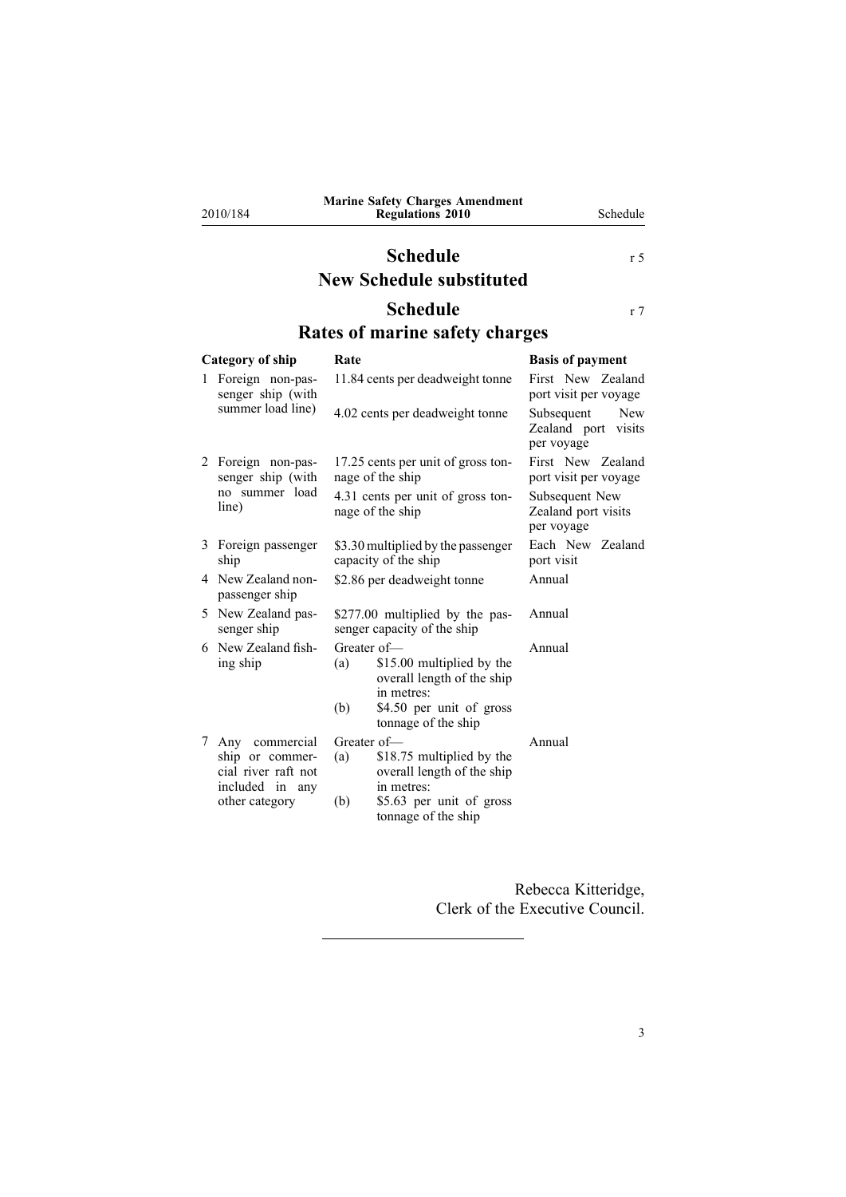# Schedule

r 5

## New Schedule substituted

# Schedule

r 7

## Rates of marine safety charges

| Category of ship | Rate | Basis of payment |
| --- | --- | --- |
| 1 Foreign non-passenger ship (with summer load line) | 11.84 cents per deadweight tonne | First New Zealand port visit per voyage |
| | 4.02 cents per deadweight tonne | Subsequent New Zealand port visits per voyage |
| 2 Foreign non-passenger ship (with no summer load line) | 17.25 cents per unit of gross tonnage of the ship | First New Zealand port visit per voyage |
| | 4.31 cents per unit of gross tonnage of the ship | Subsequent New Zealand port visits per voyage |
| 3 Foreign passenger ship | $3.30 multiplied by the passenger capacity of the ship | Each New Zealand port visit |
| 4 New Zealand non-passenger ship | $2.86 per deadweight tonne | Annual |
| 5 New Zealand passenger ship | $277.00 multiplied by the passenger capacity of the ship | Annual |
| 6 New Zealand fishing ship | Greater of— (a) $15.00 multiplied by the overall length of the ship in metres: (b) $4.50 per unit of gross tonnage of the ship | Annual |
| 7 Any commercial ship or commercial river raft not included in any other category | Greater of— (a) $18.75 multiplied by the overall length of the ship in metres: (b) $5.63 per unit of gross tonnage of the ship | Annual |

Rebecca Kitteridge,
Clerk of the Executive Council.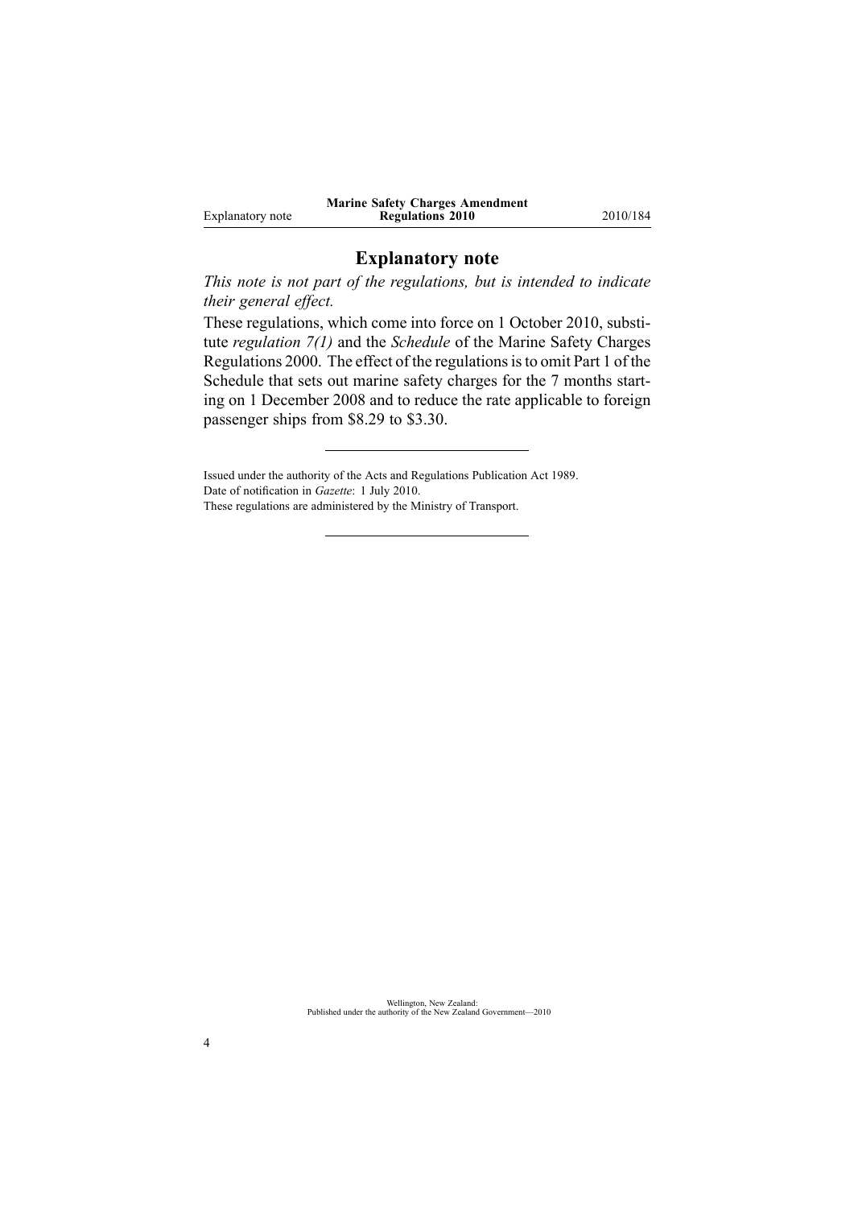## Explanatory note

*This note is not part of the regulations, but is intended to indicate their general effect.*

These regulations, which come into force on 1 October 2010, substitute *regulation 7(1)* and the *Schedule* of the Marine Safety Charges Regulations 2000. The effect of the regulations is to omit Part 1 of the Schedule that sets out marine safety charges for the 7 months starting on 1 December 2008 and to reduce the rate applicable to foreign passenger ships from $8.29 to $3.30.

---

Issued under the authority of the Acts and Regulations Publication Act 1989.
Date of notification in *Gazette*: 1 July 2010.
These regulations are administered by the Ministry of Transport.

---

Wellington, New Zealand:
Published under the authority of the New Zealand Government—2010